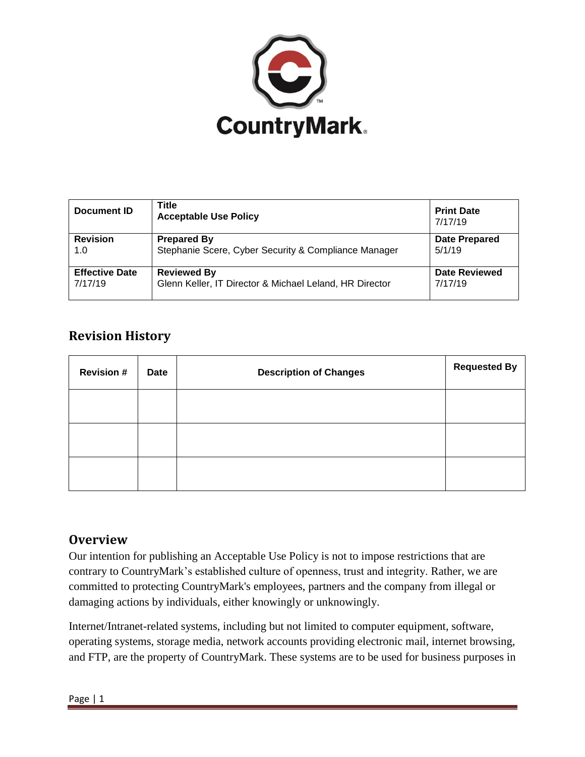CountryMark

| Document ID | Title<br>**Acceptable Use Policy** | Print Date<br>7/17/19 |
|---|---|---|
| **Revision**<br>1.0 | **Prepared By**<br>Stephanie Scere, Cyber Security & Compliance Manager | **Date Prepared**<br>5/1/19 |
| **Effective Date**<br>7/17/19 | **Reviewed By**<br>Glenn Keller, IT Director & Michael Leland, HR Director | **Date Reviewed**<br>7/17/19 |

## Revision History

| Revision # | Date | Description of Changes | Requested By |
|---|---|---|---|
| | | | |
| | | | |
| | | | |

## Overview

Our intention for publishing an Acceptable Use Policy is not to impose restrictions that are contrary to CountryMark's established culture of openness, trust and integrity. Rather, we are committed to protecting CountryMark's employees, partners and the company from illegal or damaging actions by individuals, either knowingly or unknowingly.

Internet/Intranet-related systems, including but not limited to computer equipment, software, operating systems, storage media, network accounts providing electronic mail, internet browsing, and FTP, are the property of CountryMark. These systems are to be used for business purposes in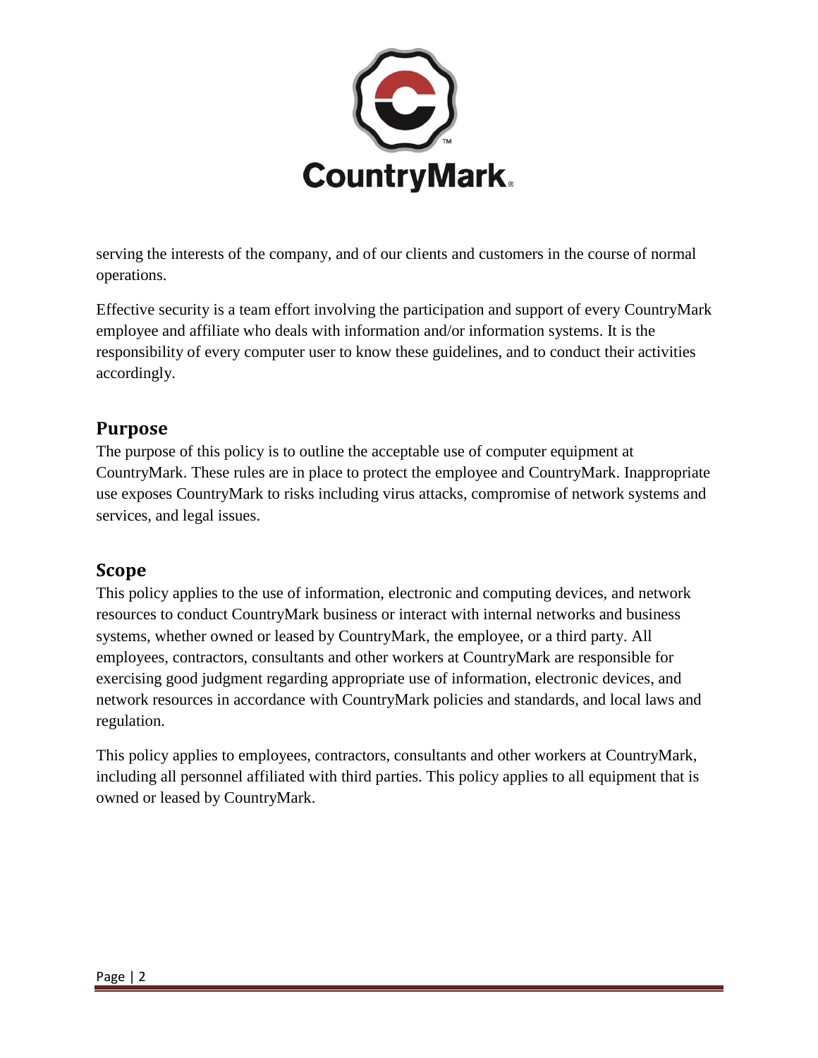serving the interests of the company, and of our clients and customers in the course of normal operations.

Effective security is a team effort involving the participation and support of every CountryMark employee and affiliate who deals with information and/or information systems. It is the responsibility of every computer user to know these guidelines, and to conduct their activities accordingly.

## Purpose

The purpose of this policy is to outline the acceptable use of computer equipment at CountryMark. These rules are in place to protect the employee and CountryMark. Inappropriate use exposes CountryMark to risks including virus attacks, compromise of network systems and services, and legal issues.

## Scope

This policy applies to the use of information, electronic and computing devices, and network resources to conduct CountryMark business or interact with internal networks and business systems, whether owned or leased by CountryMark, the employee, or a third party. All employees, contractors, consultants and other workers at CountryMark are responsible for exercising good judgment regarding appropriate use of information, electronic devices, and network resources in accordance with CountryMark policies and standards, and local laws and regulation.

This policy applies to employees, contractors, consultants and other workers at CountryMark, including all personnel affiliated with third parties. This policy applies to all equipment that is owned or leased by CountryMark.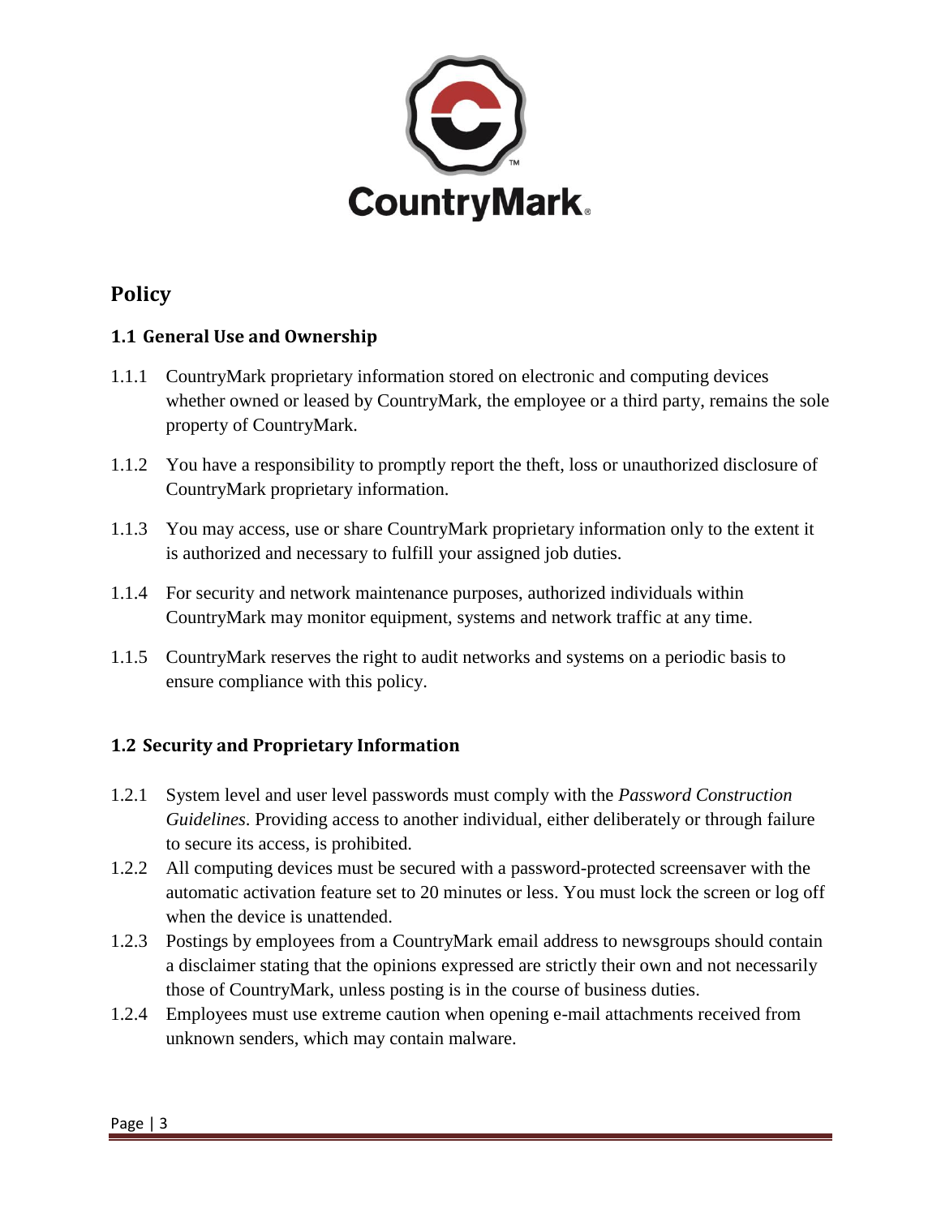## Policy

### 1.1 General Use and Ownership

1.1.1 CountryMark proprietary information stored on electronic and computing devices whether owned or leased by CountryMark, the employee or a third party, remains the sole property of CountryMark.

1.1.2 You have a responsibility to promptly report the theft, loss or unauthorized disclosure of CountryMark proprietary information.

1.1.3 You may access, use or share CountryMark proprietary information only to the extent it is authorized and necessary to fulfill your assigned job duties.

1.1.4 For security and network maintenance purposes, authorized individuals within CountryMark may monitor equipment, systems and network traffic at any time.

1.1.5 CountryMark reserves the right to audit networks and systems on a periodic basis to ensure compliance with this policy.

### 1.2 Security and Proprietary Information

1.2.1 System level and user level passwords must comply with the *Password Construction Guidelines*. Providing access to another individual, either deliberately or through failure to secure its access, is prohibited.

1.2.2 All computing devices must be secured with a password-protected screensaver with the automatic activation feature set to 20 minutes or less. You must lock the screen or log off when the device is unattended.

1.2.3 Postings by employees from a CountryMark email address to newsgroups should contain a disclaimer stating that the opinions expressed are strictly their own and not necessarily those of CountryMark, unless posting is in the course of business duties.

1.2.4 Employees must use extreme caution when opening e-mail attachments received from unknown senders, which may contain malware.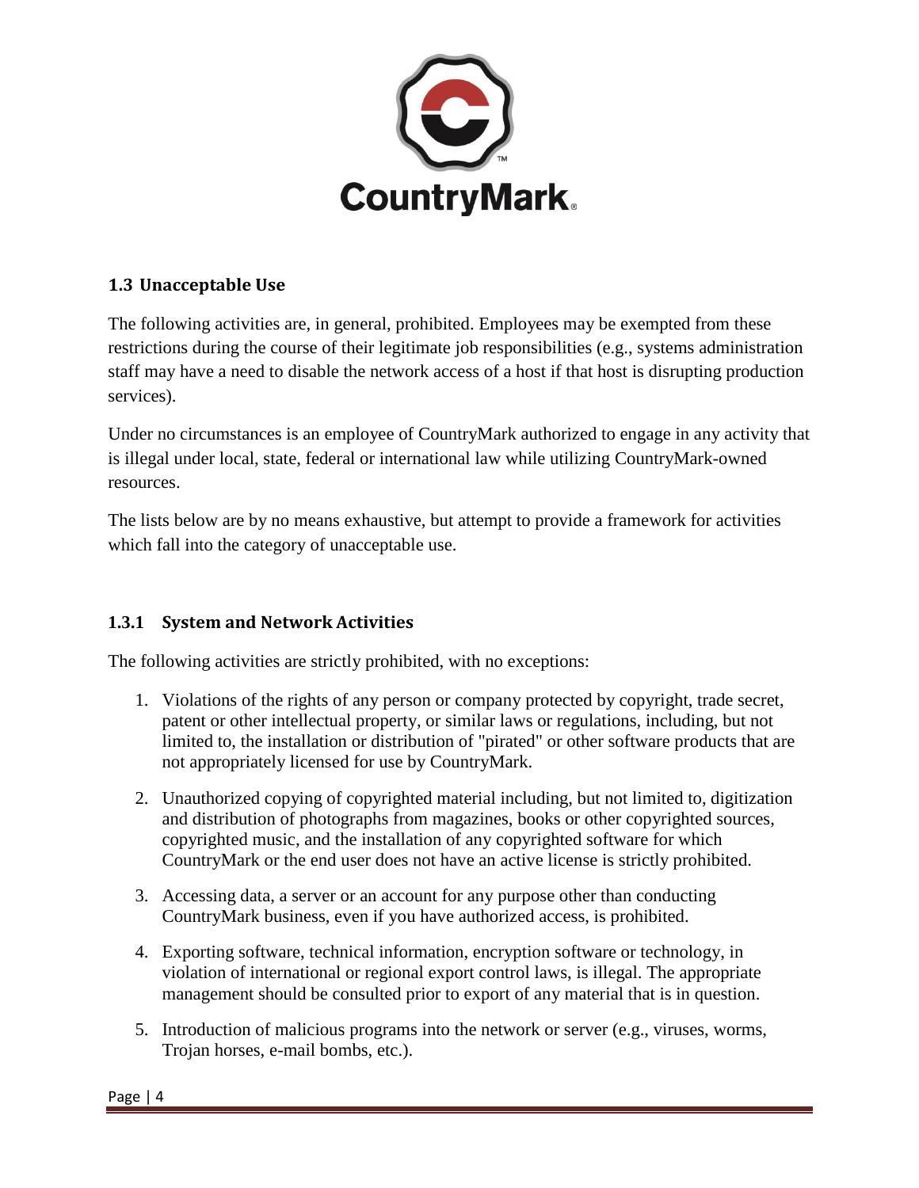## 1.3 Unacceptable Use

The following activities are, in general, prohibited. Employees may be exempted from these restrictions during the course of their legitimate job responsibilities (e.g., systems administration staff may have a need to disable the network access of a host if that host is disrupting production services).

Under no circumstances is an employee of CountryMark authorized to engage in any activity that is illegal under local, state, federal or international law while utilizing CountryMark-owned resources.

The lists below are by no means exhaustive, but attempt to provide a framework for activities which fall into the category of unacceptable use.

### 1.3.1 System and Network Activities

The following activities are strictly prohibited, with no exceptions:

1. Violations of the rights of any person or company protected by copyright, trade secret, patent or other intellectual property, or similar laws or regulations, including, but not limited to, the installation or distribution of "pirated" or other software products that are not appropriately licensed for use by CountryMark.
2. Unauthorized copying of copyrighted material including, but not limited to, digitization and distribution of photographs from magazines, books or other copyrighted sources, copyrighted music, and the installation of any copyrighted software for which CountryMark or the end user does not have an active license is strictly prohibited.
3. Accessing data, a server or an account for any purpose other than conducting CountryMark business, even if you have authorized access, is prohibited.
4. Exporting software, technical information, encryption software or technology, in violation of international or regional export control laws, is illegal. The appropriate management should be consulted prior to export of any material that is in question.
5. Introduction of malicious programs into the network or server (e.g., viruses, worms, Trojan horses, e-mail bombs, etc.).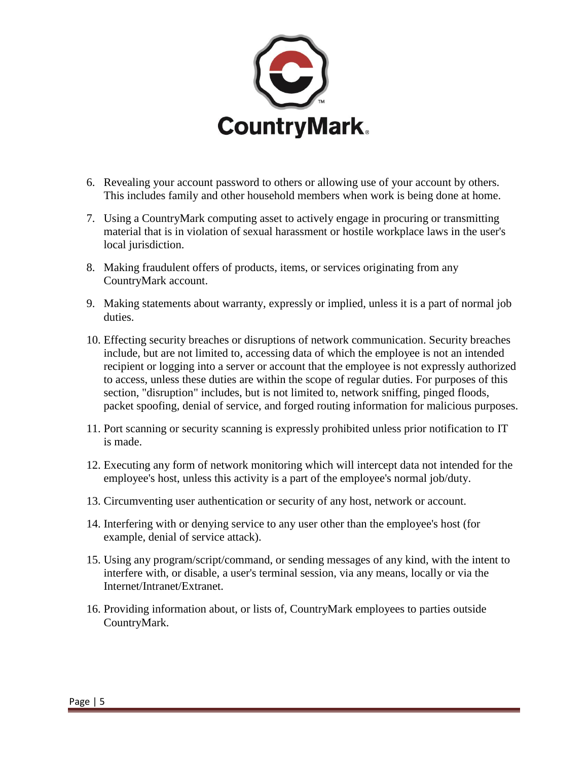6. Revealing your account password to others or allowing use of your account by others. This includes family and other household members when work is being done at home.

7. Using a CountryMark computing asset to actively engage in procuring or transmitting material that is in violation of sexual harassment or hostile workplace laws in the user's local jurisdiction.

8. Making fraudulent offers of products, items, or services originating from any CountryMark account.

9. Making statements about warranty, expressly or implied, unless it is a part of normal job duties.

10. Effecting security breaches or disruptions of network communication. Security breaches include, but are not limited to, accessing data of which the employee is not an intended recipient or logging into a server or account that the employee is not expressly authorized to access, unless these duties are within the scope of regular duties. For purposes of this section, "disruption" includes, but is not limited to, network sniffing, pinged floods, packet spoofing, denial of service, and forged routing information for malicious purposes.

11. Port scanning or security scanning is expressly prohibited unless prior notification to IT is made.

12. Executing any form of network monitoring which will intercept data not intended for the employee's host, unless this activity is a part of the employee's normal job/duty.

13. Circumventing user authentication or security of any host, network or account.

14. Interfering with or denying service to any user other than the employee's host (for example, denial of service attack).

15. Using any program/script/command, or sending messages of any kind, with the intent to interfere with, or disable, a user's terminal session, via any means, locally or via the Internet/Intranet/Extranet.

16. Providing information about, or lists of, CountryMark employees to parties outside CountryMark.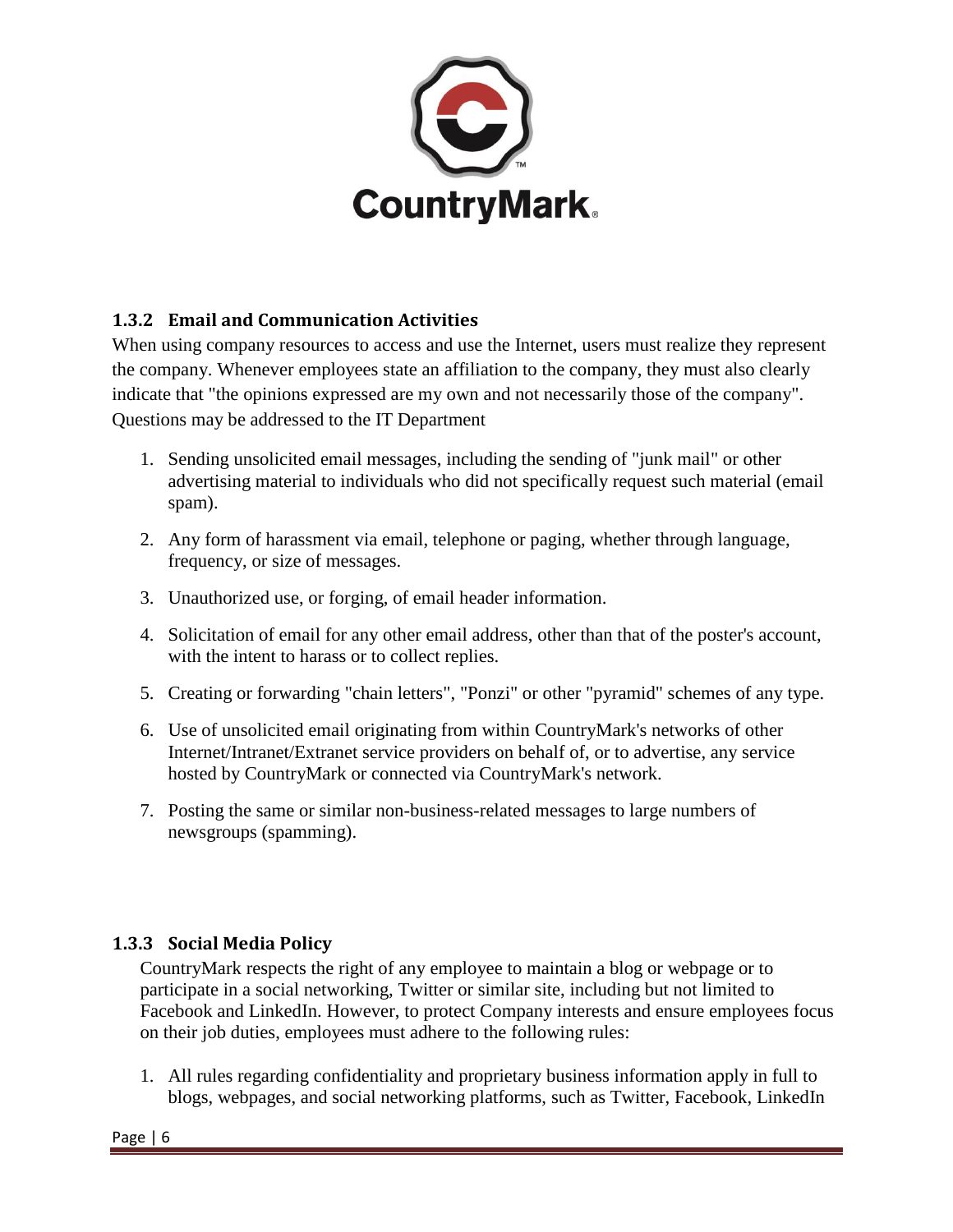### 1.3.2 Email and Communication Activities

When using company resources to access and use the Internet, users must realize they represent the company. Whenever employees state an affiliation to the company, they must also clearly indicate that "the opinions expressed are my own and not necessarily those of the company". Questions may be addressed to the IT Department

1. Sending unsolicited email messages, including the sending of "junk mail" or other advertising material to individuals who did not specifically request such material (email spam).
2. Any form of harassment via email, telephone or paging, whether through language, frequency, or size of messages.
3. Unauthorized use, or forging, of email header information.
4. Solicitation of email for any other email address, other than that of the poster's account, with the intent to harass or to collect replies.
5. Creating or forwarding "chain letters", "Ponzi" or other "pyramid" schemes of any type.
6. Use of unsolicited email originating from within CountryMark's networks of other Internet/Intranet/Extranet service providers on behalf of, or to advertise, any service hosted by CountryMark or connected via CountryMark's network.
7. Posting the same or similar non-business-related messages to large numbers of newsgroups (spamming).

### 1.3.3 Social Media Policy

CountryMark respects the right of any employee to maintain a blog or webpage or to participate in a social networking, Twitter or similar site, including but not limited to Facebook and LinkedIn. However, to protect Company interests and ensure employees focus on their job duties, employees must adhere to the following rules:

1. All rules regarding confidentiality and proprietary business information apply in full to blogs, webpages, and social networking platforms, such as Twitter, Facebook, LinkedIn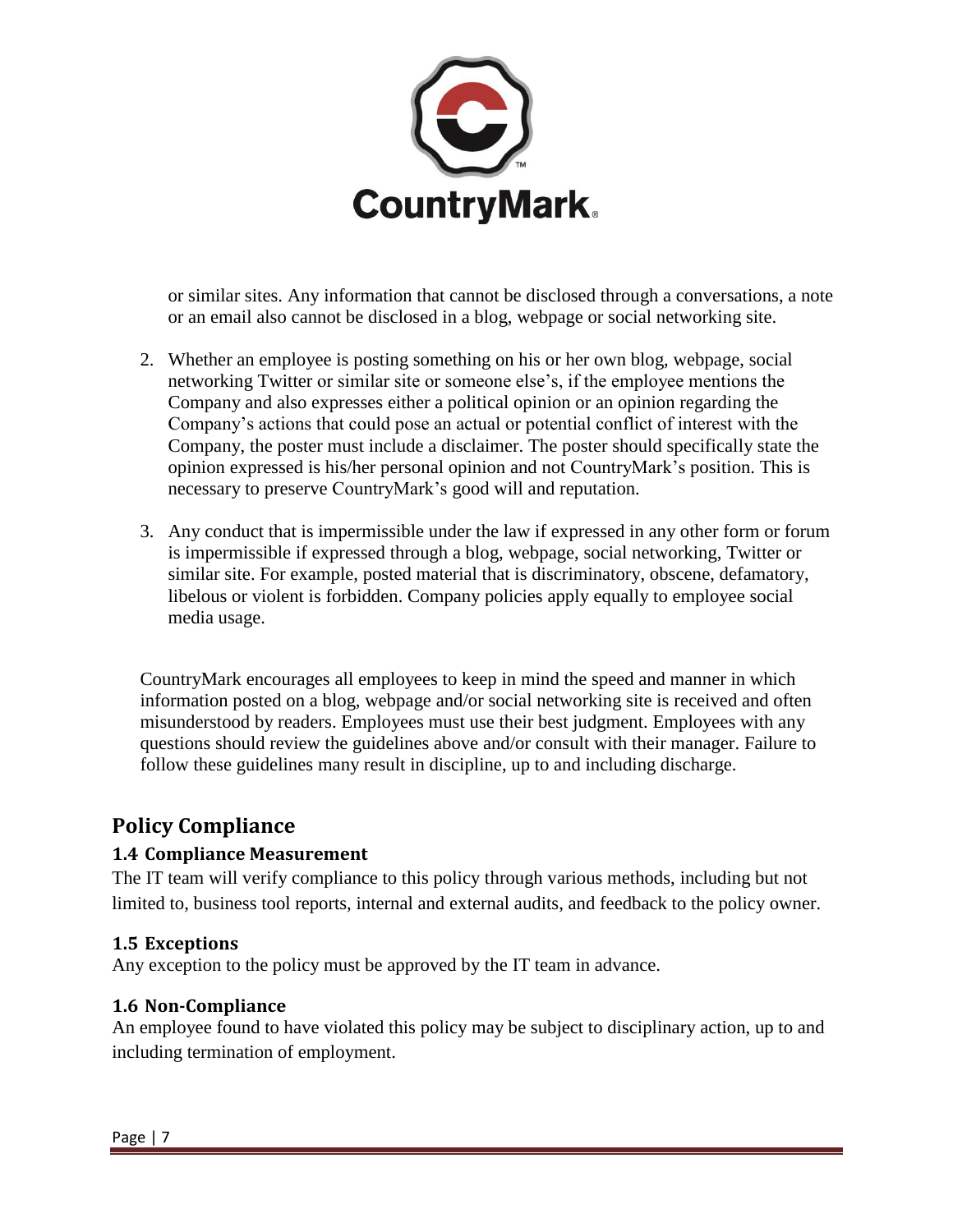or similar sites. Any information that cannot be disclosed through a conversations, a note or an email also cannot be disclosed in a blog, webpage or social networking site.

2. Whether an employee is posting something on his or her own blog, webpage, social networking Twitter or similar site or someone else's, if the employee mentions the Company and also expresses either a political opinion or an opinion regarding the Company's actions that could pose an actual or potential conflict of interest with the Company, the poster must include a disclaimer. The poster should specifically state the opinion expressed is his/her personal opinion and not CountryMark's position. This is necessary to preserve CountryMark's good will and reputation.

3. Any conduct that is impermissible under the law if expressed in any other form or forum is impermissible if expressed through a blog, webpage, social networking, Twitter or similar site. For example, posted material that is discriminatory, obscene, defamatory, libelous or violent is forbidden. Company policies apply equally to employee social media usage.

CountryMark encourages all employees to keep in mind the speed and manner in which information posted on a blog, webpage and/or social networking site is received and often misunderstood by readers. Employees must use their best judgment. Employees with any questions should review the guidelines above and/or consult with their manager. Failure to follow these guidelines many result in discipline, up to and including discharge.

## Policy Compliance

### 1.4 Compliance Measurement

The IT team will verify compliance to this policy through various methods, including but not limited to, business tool reports, internal and external audits, and feedback to the policy owner.

### 1.5 Exceptions

Any exception to the policy must be approved by the IT team in advance.

### 1.6 Non-Compliance

An employee found to have violated this policy may be subject to disciplinary action, up to and including termination of employment.